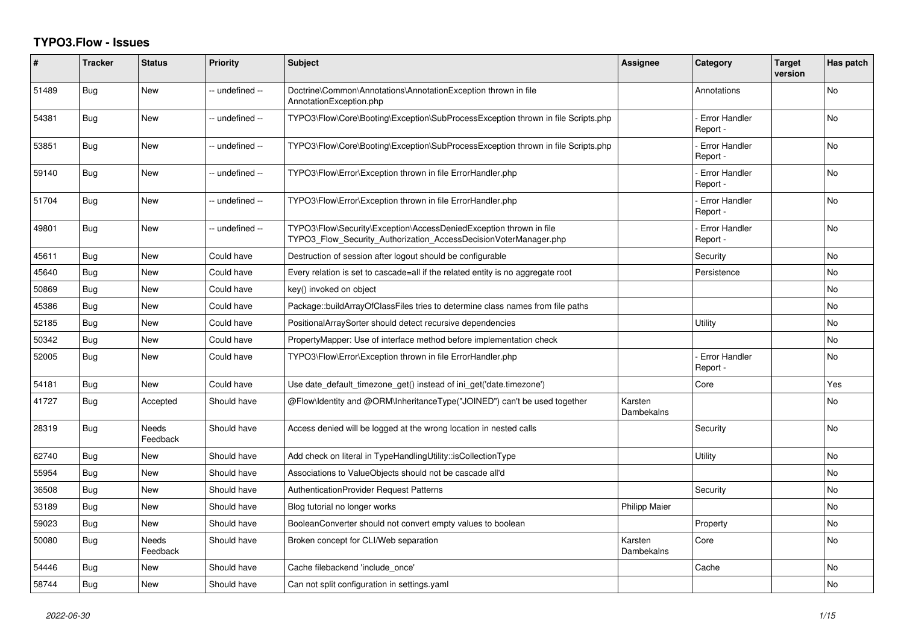# TYPO3.Flow - Issues

| # | Tracker | Status | Priority | Subject | Assignee | Category | Target version | Has patch |
|---|---|---|---|---|---|---|---|---|
| 51489 | Bug | New | -- undefined -- | Doctrine\Common\Annotations\AnnotationException thrown in file AnnotationException.php | | Annotations | | No |
| 54381 | Bug | New | -- undefined -- | TYPO3\Flow\Core\Booting\Exception\SubProcessException thrown in file Scripts.php | | - Error Handler Report - | | No |
| 53851 | Bug | New | -- undefined -- | TYPO3\Flow\Core\Booting\Exception\SubProcessException thrown in file Scripts.php | | - Error Handler Report - | | No |
| 59140 | Bug | New | -- undefined -- | TYPO3\Flow\Error\Exception thrown in file ErrorHandler.php | | - Error Handler Report - | | No |
| 51704 | Bug | New | -- undefined -- | TYPO3\Flow\Error\Exception thrown in file ErrorHandler.php | | - Error Handler Report - | | No |
| 49801 | Bug | New | -- undefined -- | TYPO3\Flow\Security\Exception\AccessDeniedException thrown in file TYPO3_Flow_Security_Authorization_AccessDecisionVoterManager.php | | - Error Handler Report - | | No |
| 45611 | Bug | New | Could have | Destruction of session after logout should be configurable | | Security | | No |
| 45640 | Bug | New | Could have | Every relation is set to cascade=all if the related entity is no aggregate root | | Persistence | | No |
| 50869 | Bug | New | Could have | key() invoked on object | | | | No |
| 45386 | Bug | New | Could have | Package::buildArrayOfClassFiles tries to determine class names from file paths | | | | No |
| 52185 | Bug | New | Could have | PositionalArraySorter should detect recursive dependencies | | Utility | | No |
| 50342 | Bug | New | Could have | PropertyMapper: Use of interface method before implementation check | | | | No |
| 52005 | Bug | New | Could have | TYPO3\Flow\Error\Exception thrown in file ErrorHandler.php | | - Error Handler Report - | | No |
| 54181 | Bug | New | Could have | Use date_default_timezone_get() instead of ini_get('date.timezone') | | Core | | Yes |
| 41727 | Bug | Accepted | Should have | @Flow\Identity and @ORM\InheritanceType("JOINED") can't be used together | Karsten Dambekalns | | | No |
| 28319 | Bug | Needs Feedback | Should have | Access denied will be logged at the wrong location in nested calls | | Security | | No |
| 62740 | Bug | New | Should have | Add check on literal in TypeHandlingUtility::isCollectionType | | Utility | | No |
| 55954 | Bug | New | Should have | Associations to ValueObjects should not be cascade all'd | | | | No |
| 36508 | Bug | New | Should have | AuthenticationProvider Request Patterns | | Security | | No |
| 53189 | Bug | New | Should have | Blog tutorial no longer works | Philipp Maier | | | No |
| 59023 | Bug | New | Should have | BooleanConverter should not convert empty values to boolean | | Property | | No |
| 50080 | Bug | Needs Feedback | Should have | Broken concept for CLI/Web separation | Karsten Dambekalns | Core | | No |
| 54446 | Bug | New | Should have | Cache filebackend 'include_once' | | Cache | | No |
| 58744 | Bug | New | Should have | Can not split configuration in settings.yaml | | | | No |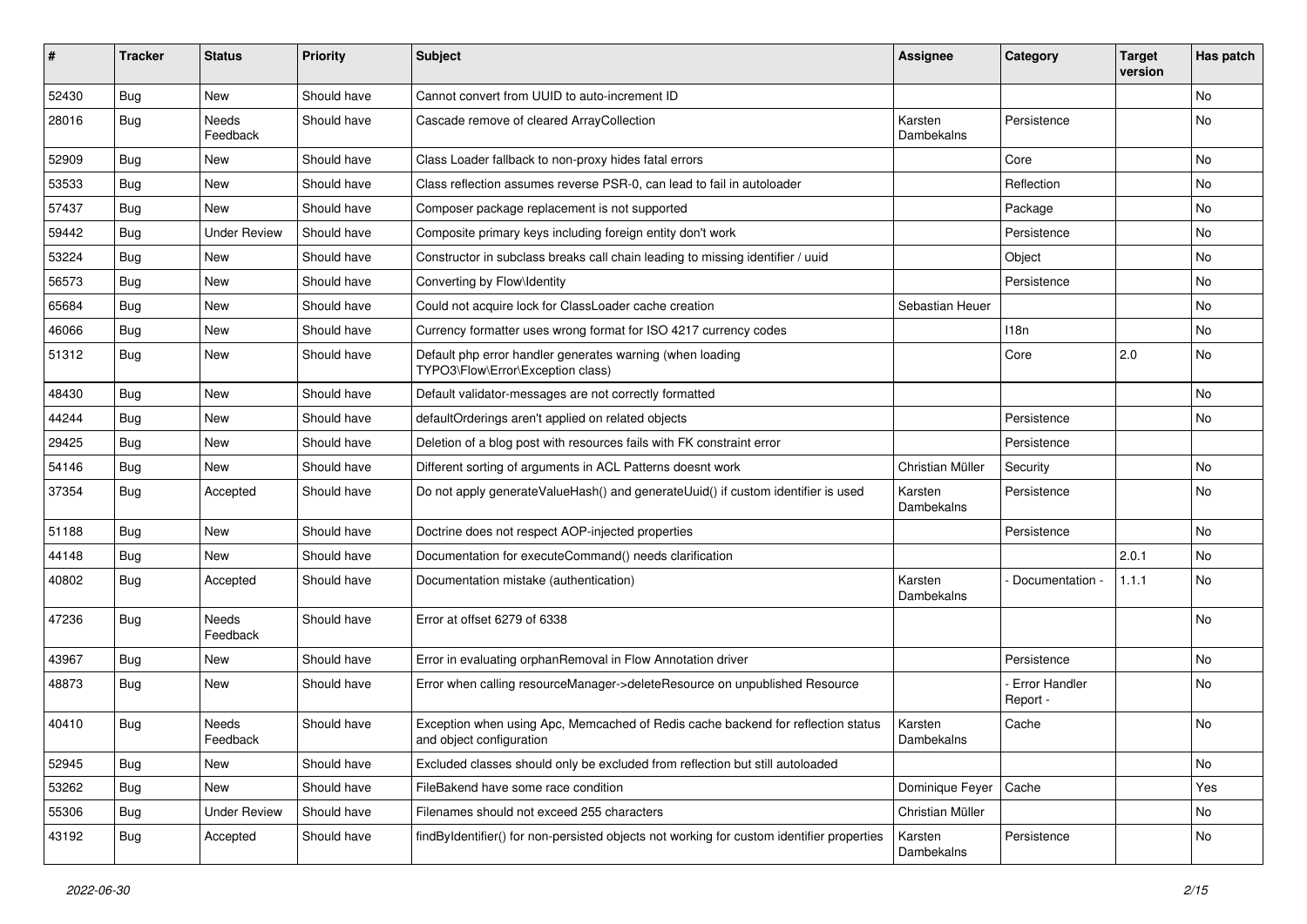| # | Tracker | Status | Priority | Subject | Assignee | Category | Target version | Has patch |
|---|---|---|---|---|---|---|---|---|
| 52430 | Bug | New | Should have | Cannot convert from UUID to auto-increment ID | | | | No |
| 28016 | Bug | Needs Feedback | Should have | Cascade remove of cleared ArrayCollection | Karsten Dambekalns | Persistence | | No |
| 52909 | Bug | New | Should have | Class Loader fallback to non-proxy hides fatal errors | | Core | | No |
| 53533 | Bug | New | Should have | Class reflection assumes reverse PSR-0, can lead to fail in autoloader | | Reflection | | No |
| 57437 | Bug | New | Should have | Composer package replacement is not supported | | Package | | No |
| 59442 | Bug | Under Review | Should have | Composite primary keys including foreign entity don't work | | Persistence | | No |
| 53224 | Bug | New | Should have | Constructor in subclass breaks call chain leading to missing identifier / uuid | | Object | | No |
| 56573 | Bug | New | Should have | Converting by Flow\Identity | | Persistence | | No |
| 65684 | Bug | New | Should have | Could not acquire lock for ClassLoader cache creation | Sebastian Heuer | | | No |
| 46066 | Bug | New | Should have | Currency formatter uses wrong format for ISO 4217 currency codes | | I18n | | No |
| 51312 | Bug | New | Should have | Default php error handler generates warning (when loading TYPO3\Flow\Error\Exception class) | | Core | 2.0 | No |
| 48430 | Bug | New | Should have | Default validator-messages are not correctly formatted | | | | No |
| 44244 | Bug | New | Should have | defaultOrderings aren't applied on related objects | | Persistence | | No |
| 29425 | Bug | New | Should have | Deletion of a blog post with resources fails with FK constraint error | | Persistence | | |
| 54146 | Bug | New | Should have | Different sorting of arguments in ACL Patterns doesnt work | Christian Müller | Security | | No |
| 37354 | Bug | Accepted | Should have | Do not apply generateValueHash() and generateUuid() if custom identifier is used | Karsten Dambekalns | Persistence | | No |
| 51188 | Bug | New | Should have | Doctrine does not respect AOP-injected properties | | Persistence | | No |
| 44148 | Bug | New | Should have | Documentation for executeCommand() needs clarification | | | 2.0.1 | No |
| 40802 | Bug | Accepted | Should have | Documentation mistake (authentication) | Karsten Dambekalns | - Documentation - | 1.1.1 | No |
| 47236 | Bug | Needs Feedback | Should have | Error at offset 6279 of 6338 | | | | No |
| 43967 | Bug | New | Should have | Error in evaluating orphanRemoval in Flow Annotation driver | | Persistence | | No |
| 48873 | Bug | New | Should have | Error when calling resourceManager->deleteResource on unpublished Resource | | - Error Handler Report - | | No |
| 40410 | Bug | Needs Feedback | Should have | Exception when using Apc, Memcached of Redis cache backend for reflection status and object configuration | Karsten Dambekalns | Cache | | No |
| 52945 | Bug | New | Should have | Excluded classes should only be excluded from reflection but still autoloaded | | | | No |
| 53262 | Bug | New | Should have | FileBakend have some race condition | Dominique Feyer | Cache | | Yes |
| 55306 | Bug | Under Review | Should have | Filenames should not exceed 255 characters | Christian Müller | | | No |
| 43192 | Bug | Accepted | Should have | findByIdentifier() for non-persisted objects not working for custom identifier properties | Karsten Dambekalns | Persistence | | No |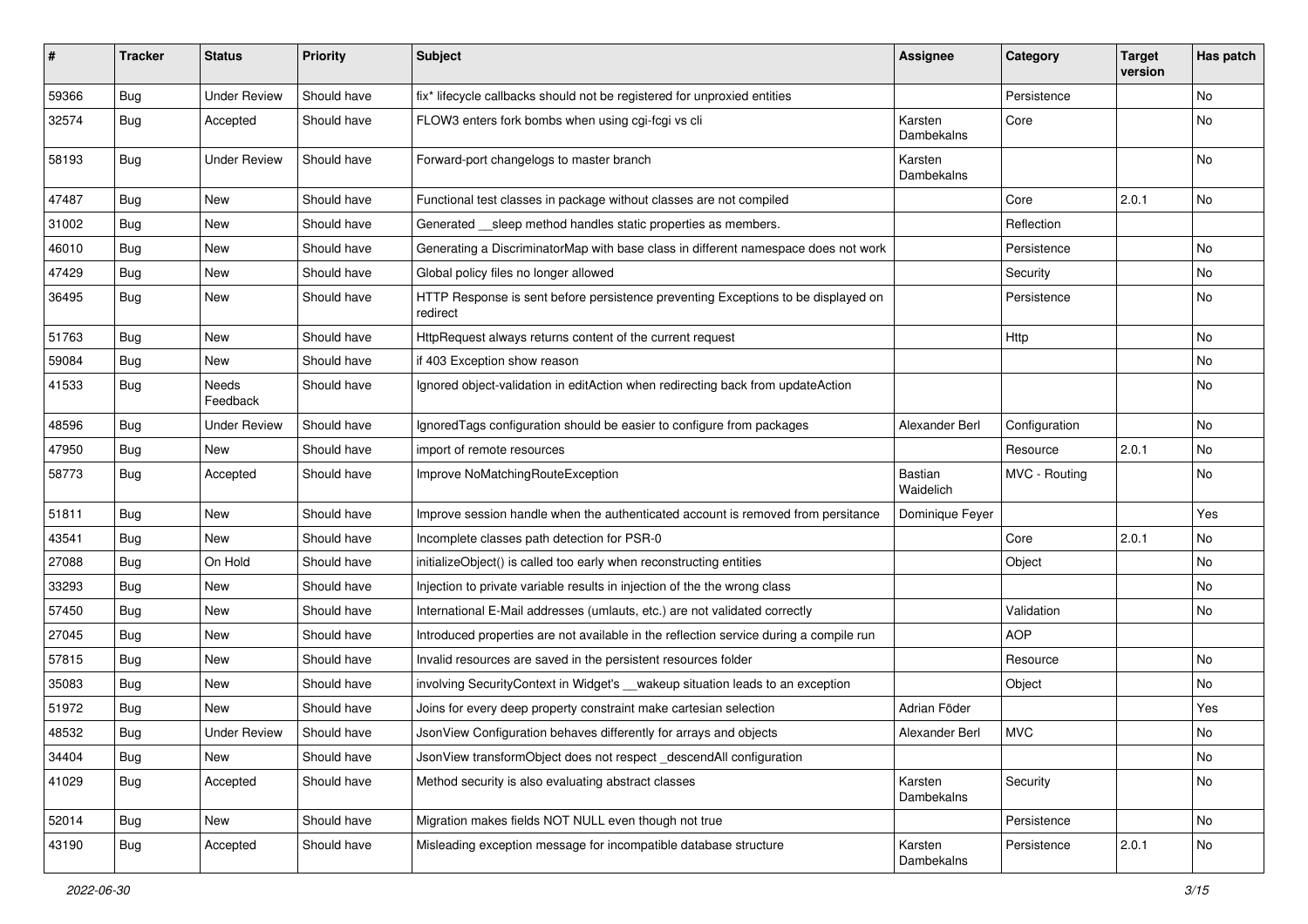| # | Tracker | Status | Priority | Subject | Assignee | Category | Target version | Has patch |
|---|---|---|---|---|---|---|---|---|
| 59366 | Bug | Under Review | Should have | fix* lifecycle callbacks should not be registered for unproxied entities | | Persistence | | No |
| 32574 | Bug | Accepted | Should have | FLOW3 enters fork bombs when using cgi-fcgi vs cli | Karsten Dambekalns | Core | | No |
| 58193 | Bug | Under Review | Should have | Forward-port changelogs to master branch | Karsten Dambekalns | | | No |
| 47487 | Bug | New | Should have | Functional test classes in package without classes are not compiled | | Core | 2.0.1 | No |
| 31002 | Bug | New | Should have | Generated __sleep method handles static properties as members. | | Reflection | | |
| 46010 | Bug | New | Should have | Generating a DiscriminatorMap with base class in different namespace does not work | | Persistence | | No |
| 47429 | Bug | New | Should have | Global policy files no longer allowed | | Security | | No |
| 36495 | Bug | New | Should have | HTTP Response is sent before persistence preventing Exceptions to be displayed on redirect | | Persistence | | No |
| 51763 | Bug | New | Should have | HttpRequest always returns content of the current request | | Http | | No |
| 59084 | Bug | New | Should have | if 403 Exception show reason | | | | No |
| 41533 | Bug | Needs Feedback | Should have | Ignored object-validation in editAction when redirecting back from updateAction | | | | No |
| 48596 | Bug | Under Review | Should have | IgnoredTags configuration should be easier to configure from packages | Alexander Berl | Configuration | | No |
| 47950 | Bug | New | Should have | import of remote resources | | Resource | 2.0.1 | No |
| 58773 | Bug | Accepted | Should have | Improve NoMatchingRouteException | Bastian Waidelich | MVC - Routing | | No |
| 51811 | Bug | New | Should have | Improve session handle when the authenticated account is removed from persitance | Dominique Feyer | | | Yes |
| 43541 | Bug | New | Should have | Incomplete classes path detection for PSR-0 | | Core | 2.0.1 | No |
| 27088 | Bug | On Hold | Should have | initializeObject() is called too early when reconstructing entities | | Object | | No |
| 33293 | Bug | New | Should have | Injection to private variable results in injection of the the wrong class | | | | No |
| 57450 | Bug | New | Should have | International E-Mail addresses (umlauts, etc.) are not validated correctly | | Validation | | No |
| 27045 | Bug | New | Should have | Introduced properties are not available in the reflection service during a compile run | | AOP | | |
| 57815 | Bug | New | Should have | Invalid resources are saved in the persistent resources folder | | Resource | | No |
| 35083 | Bug | New | Should have | involving SecurityContext in Widget's __wakeup situation leads to an exception | | Object | | No |
| 51972 | Bug | New | Should have | Joins for every deep property constraint make cartesian selection | Adrian Föder | | | Yes |
| 48532 | Bug | Under Review | Should have | JsonView Configuration behaves differently for arrays and objects | Alexander Berl | MVC | | No |
| 34404 | Bug | New | Should have | JsonView transformObject does not respect _descendAll configuration | | | | No |
| 41029 | Bug | Accepted | Should have | Method security is also evaluating abstract classes | Karsten Dambekalns | Security | | No |
| 52014 | Bug | New | Should have | Migration makes fields NOT NULL even though not true | | Persistence | | No |
| 43190 | Bug | Accepted | Should have | Misleading exception message for incompatible database structure | Karsten Dambekalns | Persistence | 2.0.1 | No |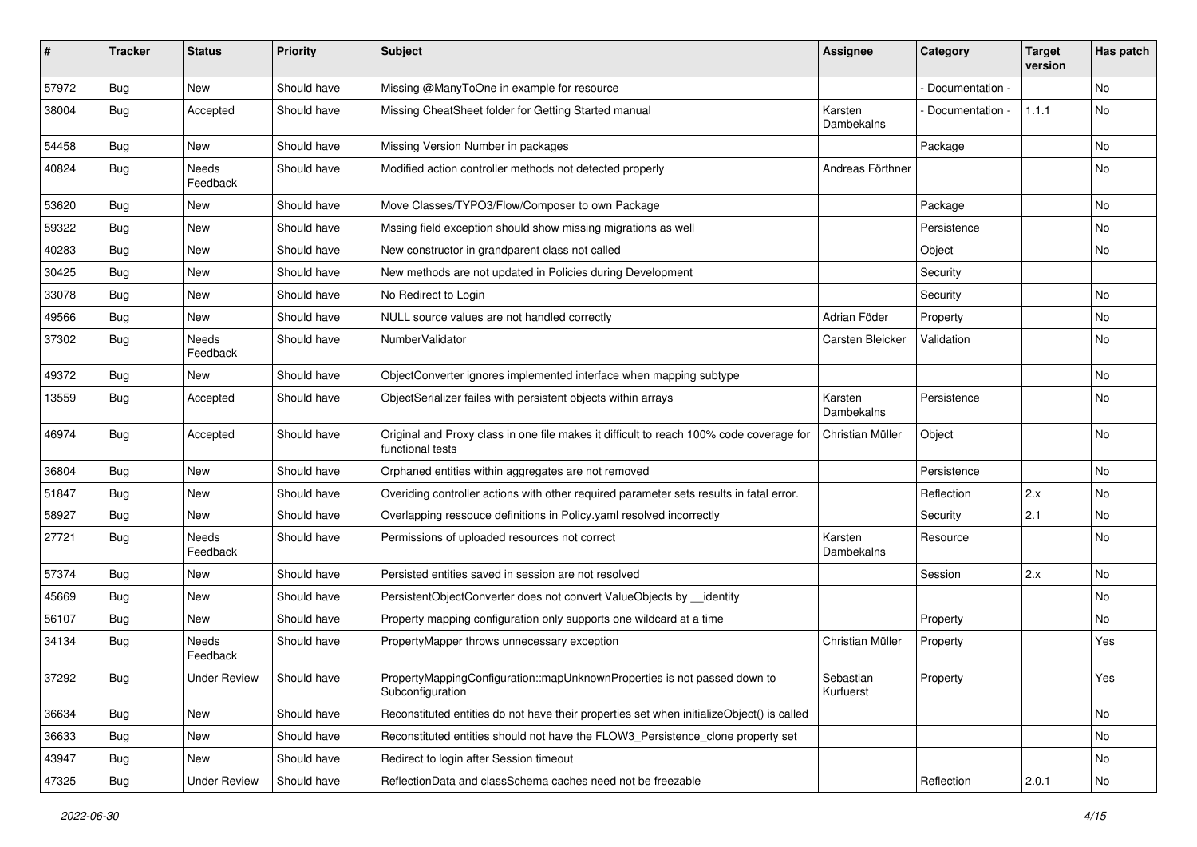| # | Tracker | Status | Priority | Subject | Assignee | Category | Target version | Has patch |
|---|---|---|---|---|---|---|---|---|
| 57972 | Bug | New | Should have | Missing @ManyToOne in example for resource | | - Documentation - | | No |
| 38004 | Bug | Accepted | Should have | Missing CheatSheet folder for Getting Started manual | Karsten Dambekalns | - Documentation - | 1.1.1 | No |
| 54458 | Bug | New | Should have | Missing Version Number in packages | | Package | | No |
| 40824 | Bug | Needs Feedback | Should have | Modified action controller methods not detected properly | Andreas Förthner | | | No |
| 53620 | Bug | New | Should have | Move Classes/TYPO3/Flow/Composer to own Package | | Package | | No |
| 59322 | Bug | New | Should have | Mssing field exception should show missing migrations as well | | Persistence | | No |
| 40283 | Bug | New | Should have | New constructor in grandparent class not called | | Object | | No |
| 30425 | Bug | New | Should have | New methods are not updated in Policies during Development | | Security | | |
| 33078 | Bug | New | Should have | No Redirect to Login | | Security | | No |
| 49566 | Bug | New | Should have | NULL source values are not handled correctly | Adrian Föder | Property | | No |
| 37302 | Bug | Needs Feedback | Should have | NumberValidator | Carsten Bleicker | Validation | | No |
| 49372 | Bug | New | Should have | ObjectConverter ignores implemented interface when mapping subtype | | | | No |
| 13559 | Bug | Accepted | Should have | ObjectSerializer failes with persistent objects within arrays | Karsten Dambekalns | Persistence | | No |
| 46974 | Bug | Accepted | Should have | Original and Proxy class in one file makes it difficult to reach 100% code coverage for functional tests | Christian Müller | Object | | No |
| 36804 | Bug | New | Should have | Orphaned entities within aggregates are not removed | | Persistence | | No |
| 51847 | Bug | New | Should have | Overiding controller actions with other required parameter sets results in fatal error. | | Reflection | 2.x | No |
| 58927 | Bug | New | Should have | Overlapping ressouce definitions in Policy.yaml resolved incorrectly | | Security | 2.1 | No |
| 27721 | Bug | Needs Feedback | Should have | Permissions of uploaded resources not correct | Karsten Dambekalns | Resource | | No |
| 57374 | Bug | New | Should have | Persisted entities saved in session are not resolved | | Session | 2.x | No |
| 45669 | Bug | New | Should have | PersistentObjectConverter does not convert ValueObjects by __identity | | | | No |
| 56107 | Bug | New | Should have | Property mapping configuration only supports one wildcard at a time | | Property | | No |
| 34134 | Bug | Needs Feedback | Should have | PropertyMapper throws unnecessary exception | Christian Müller | Property | | Yes |
| 37292 | Bug | Under Review | Should have | PropertyMappingConfiguration::mapUnknownProperties is not passed down to Subconfiguration | Sebastian Kurfuerst | Property | | Yes |
| 36634 | Bug | New | Should have | Reconstituted entities do not have their properties set when initializeObject() is called | | | | No |
| 36633 | Bug | New | Should have | Reconstituted entities should not have the FLOW3_Persistence_clone property set | | | | No |
| 43947 | Bug | New | Should have | Redirect to login after Session timeout | | | | No |
| 47325 | Bug | Under Review | Should have | ReflectionData and classSchema caches need not be freezable | | Reflection | 2.0.1 | No |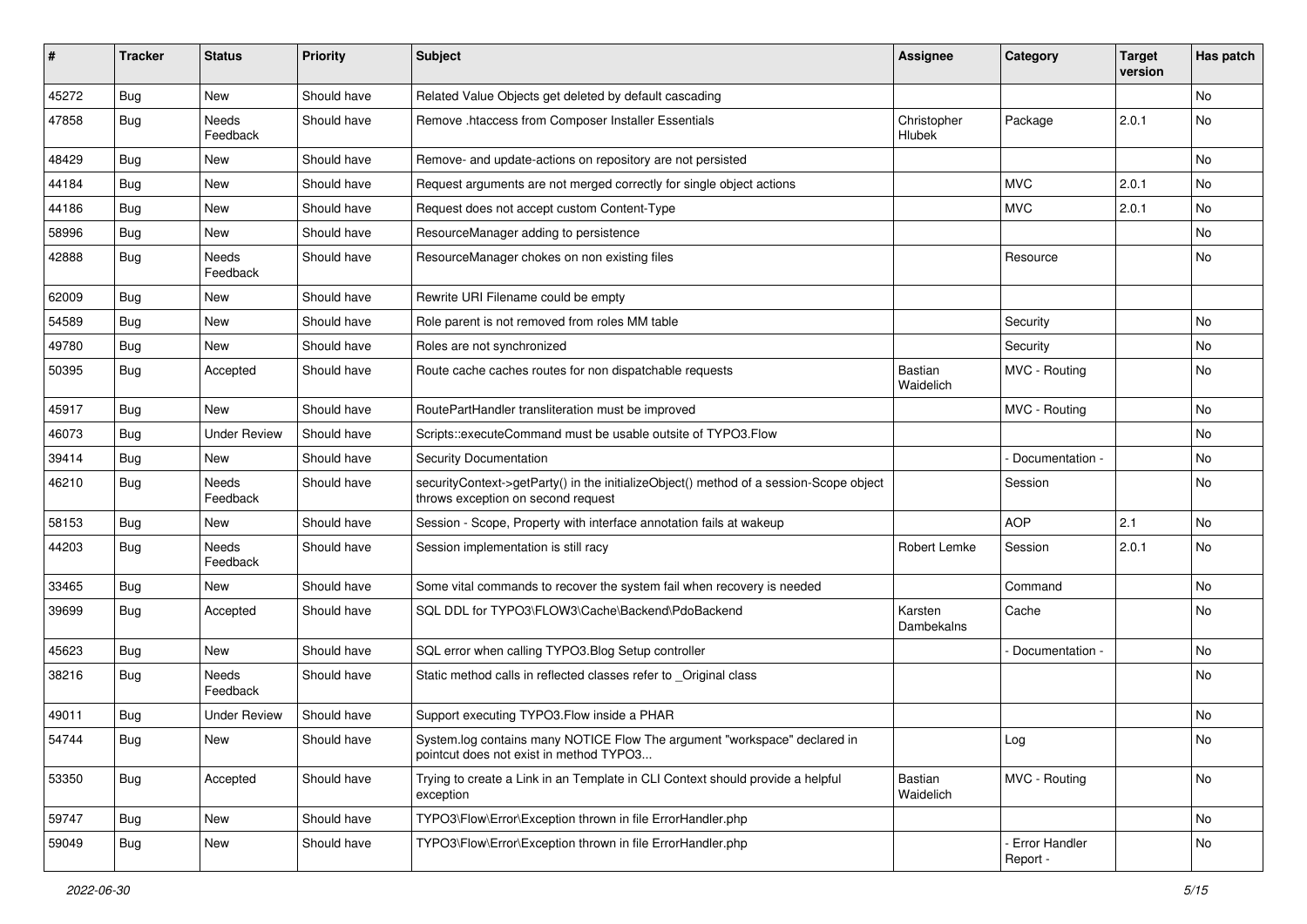| # | Tracker | Status | Priority | Subject | Assignee | Category | Target version | Has patch |
|---|---|---|---|---|---|---|---|---|
| 45272 | Bug | New | Should have | Related Value Objects get deleted by default cascading | | | | No |
| 47858 | Bug | Needs Feedback | Should have | Remove .htaccess from Composer Installer Essentials | Christopher Hlubek | Package | 2.0.1 | No |
| 48429 | Bug | New | Should have | Remove- and update-actions on repository are not persisted | | | | No |
| 44184 | Bug | New | Should have | Request arguments are not merged correctly for single object actions | | MVC | 2.0.1 | No |
| 44186 | Bug | New | Should have | Request does not accept custom Content-Type | | MVC | 2.0.1 | No |
| 58996 | Bug | New | Should have | ResourceManager adding to persistence | | | | No |
| 42888 | Bug | Needs Feedback | Should have | ResourceManager chokes on non existing files | | Resource | | No |
| 62009 | Bug | New | Should have | Rewrite URI Filename could be empty | | | | |
| 54589 | Bug | New | Should have | Role parent is not removed from roles MM table | | Security | | No |
| 49780 | Bug | New | Should have | Roles are not synchronized | | Security | | No |
| 50395 | Bug | Accepted | Should have | Route cache caches routes for non dispatchable requests | Bastian Waidelich | MVC - Routing | | No |
| 45917 | Bug | New | Should have | RoutePartHandler transliteration must be improved | | MVC - Routing | | No |
| 46073 | Bug | Under Review | Should have | Scripts::executeCommand must be usable outsite of TYPO3.Flow | | | | No |
| 39414 | Bug | New | Should have | Security Documentation | | - Documentation - | | No |
| 46210 | Bug | Needs Feedback | Should have | securityContext->getParty() in the initializeObject() method of a session-Scope object throws exception on second request | | Session | | No |
| 58153 | Bug | New | Should have | Session - Scope, Property with interface annotation fails at wakeup | | AOP | 2.1 | No |
| 44203 | Bug | Needs Feedback | Should have | Session implementation is still racy | Robert Lemke | Session | 2.0.1 | No |
| 33465 | Bug | New | Should have | Some vital commands to recover the system fail when recovery is needed | | Command | | No |
| 39699 | Bug | Accepted | Should have | SQL DDL for TYPO3\FLOW3\Cache\Backend\PdoBackend | Karsten Dambekalns | Cache | | No |
| 45623 | Bug | New | Should have | SQL error when calling TYPO3.Blog Setup controller | | - Documentation - | | No |
| 38216 | Bug | Needs Feedback | Should have | Static method calls in reflected classes refer to _Original class | | | | No |
| 49011 | Bug | Under Review | Should have | Support executing TYPO3.Flow inside a PHAR | | | | No |
| 54744 | Bug | New | Should have | System.log contains many NOTICE Flow The argument "workspace" declared in pointcut does not exist in method TYPO3... | | Log | | No |
| 53350 | Bug | Accepted | Should have | Trying to create a Link in an Template in CLI Context should provide a helpful exception | Bastian Waidelich | MVC - Routing | | No |
| 59747 | Bug | New | Should have | TYPO3\Flow\Error\Exception thrown in file ErrorHandler.php | | | | No |
| 59049 | Bug | New | Should have | TYPO3\Flow\Error\Exception thrown in file ErrorHandler.php | | - Error Handler Report - | | No |

*2022-06-30*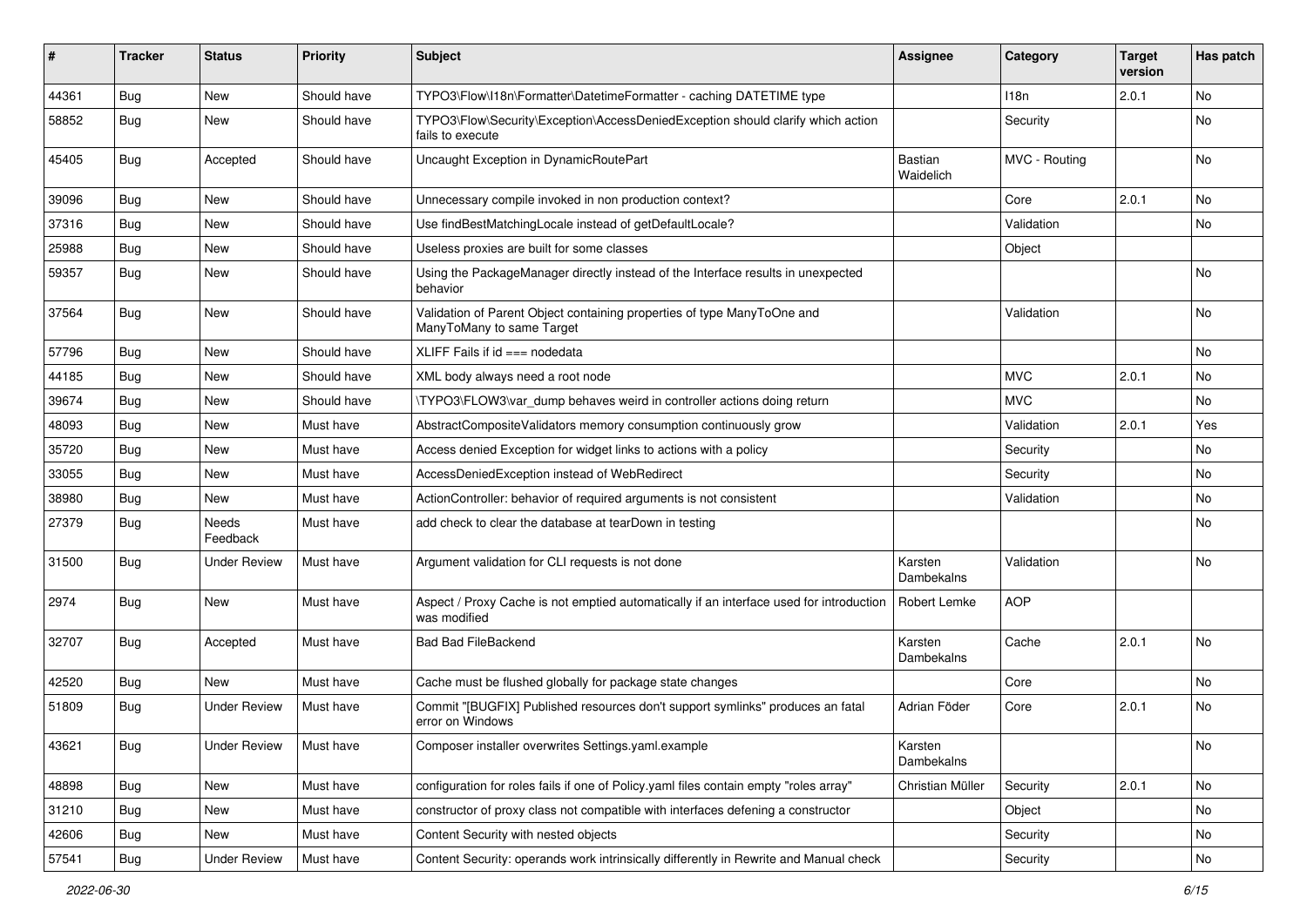| # | Tracker | Status | Priority | Subject | Assignee | Category | Target version | Has patch |
|---|---|---|---|---|---|---|---|---|
| 44361 | Bug | New | Should have | TYPO3\Flow\I18n\Formatter\DatetimeFormatter - caching DATETIME type | | I18n | 2.0.1 | No |
| 58852 | Bug | New | Should have | TYPO3\Flow\Security\Exception\AccessDeniedException should clarify which action fails to execute | | Security | | No |
| 45405 | Bug | Accepted | Should have | Uncaught Exception in DynamicRoutePart | Bastian Waidelich | MVC - Routing | | No |
| 39096 | Bug | New | Should have | Unnecessary compile invoked in non production context? | | Core | 2.0.1 | No |
| 37316 | Bug | New | Should have | Use findBestMatchingLocale instead of getDefaultLocale? | | Validation | | No |
| 25988 | Bug | New | Should have | Useless proxies are built for some classes | | Object | | |
| 59357 | Bug | New | Should have | Using the PackageManager directly instead of the Interface results in unexpected behavior | | | | No |
| 37564 | Bug | New | Should have | Validation of Parent Object containing properties of type ManyToOne and ManyToMany to same Target | | Validation | | No |
| 57796 | Bug | New | Should have | XLIFF Fails if id === nodedata | | | | No |
| 44185 | Bug | New | Should have | XML body always need a root node | | MVC | 2.0.1 | No |
| 39674 | Bug | New | Should have | \TYPO3\FLOW3\var_dump behaves weird in controller actions doing return | | MVC | | No |
| 48093 | Bug | New | Must have | AbstractCompositeValidators memory consumption continuously grow | | Validation | 2.0.1 | Yes |
| 35720 | Bug | New | Must have | Access denied Exception for widget links to actions with a policy | | Security | | No |
| 33055 | Bug | New | Must have | AccessDeniedException instead of WebRedirect | | Security | | No |
| 38980 | Bug | New | Must have | ActionController: behavior of required arguments is not consistent | | Validation | | No |
| 27379 | Bug | Needs Feedback | Must have | add check to clear the database at tearDown in testing | | | | No |
| 31500 | Bug | Under Review | Must have | Argument validation for CLI requests is not done | Karsten Dambekalns | Validation | | No |
| 2974 | Bug | New | Must have | Aspect / Proxy Cache is not emptied automatically if an interface used for introduction was modified | Robert Lemke | AOP | | |
| 32707 | Bug | Accepted | Must have | Bad Bad FileBackend | Karsten Dambekalns | Cache | 2.0.1 | No |
| 42520 | Bug | New | Must have | Cache must be flushed globally for package state changes | | Core | | No |
| 51809 | Bug | Under Review | Must have | Commit "[BUGFIX] Published resources don't support symlinks" produces an fatal error on Windows | Adrian Föder | Core | 2.0.1 | No |
| 43621 | Bug | Under Review | Must have | Composer installer overwrites Settings.yaml.example | Karsten Dambekalns | | | No |
| 48898 | Bug | New | Must have | configuration for roles fails if one of Policy.yaml files contain empty "roles array" | Christian Müller | Security | 2.0.1 | No |
| 31210 | Bug | New | Must have | constructor of proxy class not compatible with interfaces defening a constructor | | Object | | No |
| 42606 | Bug | New | Must have | Content Security with nested objects | | Security | | No |
| 57541 | Bug | Under Review | Must have | Content Security: operands work intrinsically differently in Rewrite and Manual check | | Security | | No |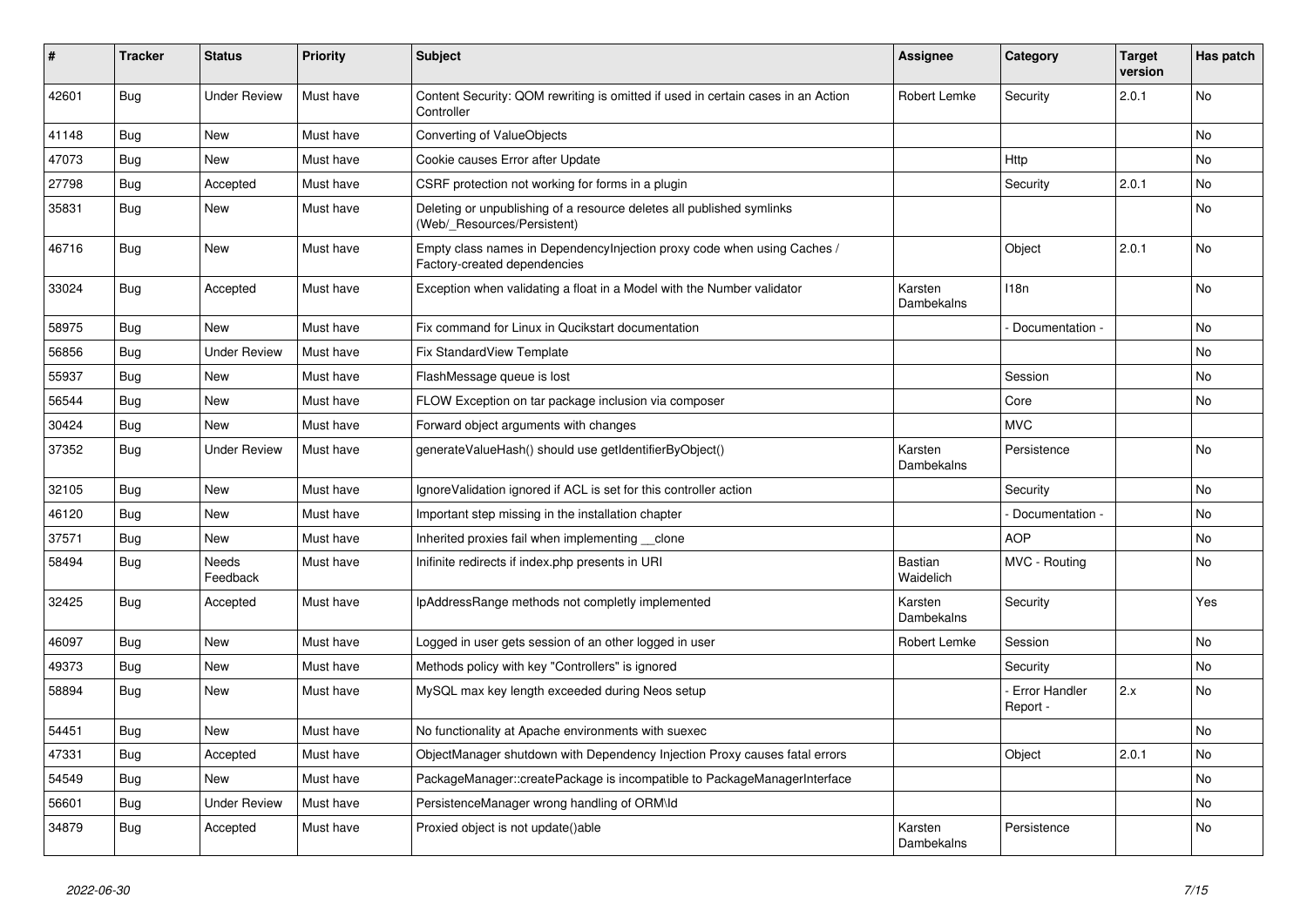| # | Tracker | Status | Priority | Subject | Assignee | Category | Target version | Has patch |
|---|---|---|---|---|---|---|---|---|
| 42601 | Bug | Under Review | Must have | Content Security: QOM rewriting is omitted if used in certain cases in an Action Controller | Robert Lemke | Security | 2.0.1 | No |
| 41148 | Bug | New | Must have | Converting of ValueObjects | | | | No |
| 47073 | Bug | New | Must have | Cookie causes Error after Update | | Http | | No |
| 27798 | Bug | Accepted | Must have | CSRF protection not working for forms in a plugin | | Security | 2.0.1 | No |
| 35831 | Bug | New | Must have | Deleting or unpublishing of a resource deletes all published symlinks (Web/_Resources/Persistent) | | | | No |
| 46716 | Bug | New | Must have | Empty class names in DependencyInjection proxy code when using Caches / Factory-created dependencies | | Object | 2.0.1 | No |
| 33024 | Bug | Accepted | Must have | Exception when validating a float in a Model with the Number validator | Karsten Dambekalns | I18n | | No |
| 58975 | Bug | New | Must have | Fix command for Linux in Qucikstart documentation | | - Documentation - | | No |
| 56856 | Bug | Under Review | Must have | Fix StandardView Template | | | | No |
| 55937 | Bug | New | Must have | FlashMessage queue is lost | | Session | | No |
| 56544 | Bug | New | Must have | FLOW Exception on tar package inclusion via composer | | Core | | No |
| 30424 | Bug | New | Must have | Forward object arguments with changes | | MVC | | |
| 37352 | Bug | Under Review | Must have | generateValueHash() should use getIdentifierByObject() | Karsten Dambekalns | Persistence | | No |
| 32105 | Bug | New | Must have | IgnoreValidation ignored if ACL is set for this controller action | | Security | | No |
| 46120 | Bug | New | Must have | Important step missing in the installation chapter | | - Documentation - | | No |
| 37571 | Bug | New | Must have | Inherited proxies fail when implementing __clone | | AOP | | No |
| 58494 | Bug | Needs Feedback | Must have | Inifinite redirects if index.php presents in URI | Bastian Waidelich | MVC - Routing | | No |
| 32425 | Bug | Accepted | Must have | IpAddressRange methods not completly implemented | Karsten Dambekalns | Security | | Yes |
| 46097 | Bug | New | Must have | Logged in user gets session of an other logged in user | Robert Lemke | Session | | No |
| 49373 | Bug | New | Must have | Methods policy with key "Controllers" is ignored | | Security | | No |
| 58894 | Bug | New | Must have | MySQL max key length exceeded during Neos setup | | - Error Handler Report - | 2.x | No |
| 54451 | Bug | New | Must have | No functionality at Apache environments with suexec | | | | No |
| 47331 | Bug | Accepted | Must have | ObjectManager shutdown with Dependency Injection Proxy causes fatal errors | | Object | 2.0.1 | No |
| 54549 | Bug | New | Must have | PackageManager::createPackage is incompatible to PackageManagerInterface | | | | No |
| 56601 | Bug | Under Review | Must have | PersistenceManager wrong handling of ORM\Id | | | | No |
| 34879 | Bug | Accepted | Must have | Proxied object is not update()able | Karsten Dambekalns | Persistence | | No |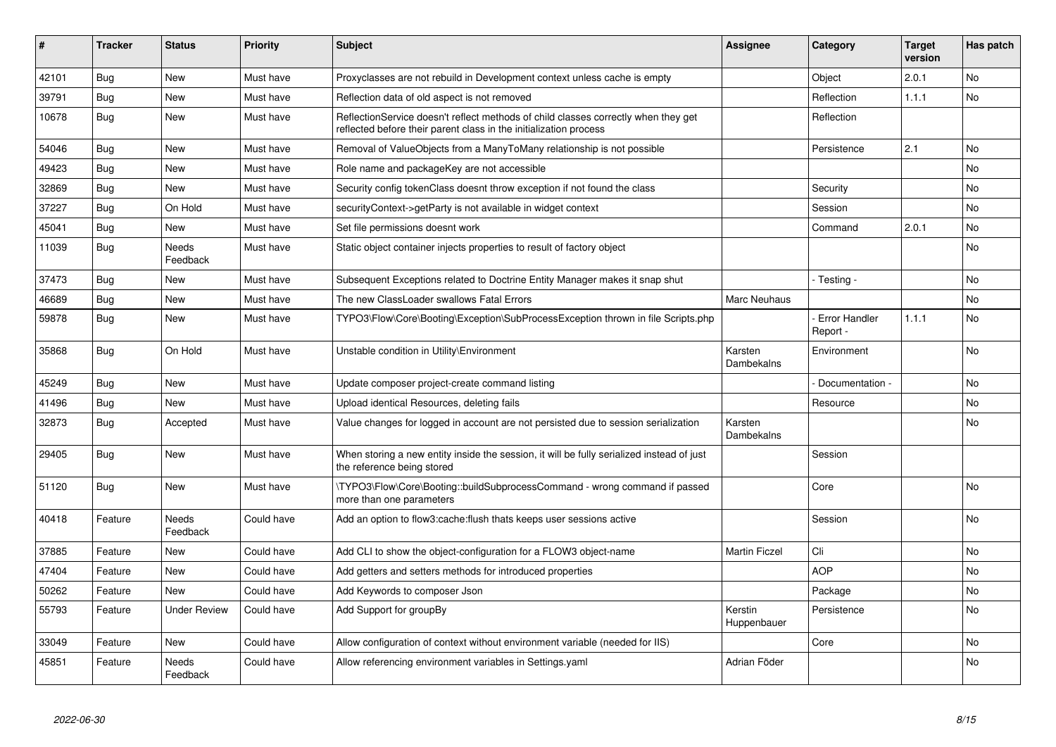| # | Tracker | Status | Priority | Subject | Assignee | Category | Target version | Has patch |
|---|---|---|---|---|---|---|---|---|
| 42101 | Bug | New | Must have | Proxyclasses are not rebuild in Development context unless cache is empty | | Object | 2.0.1 | No |
| 39791 | Bug | New | Must have | Reflection data of old aspect is not removed | | Reflection | 1.1.1 | No |
| 10678 | Bug | New | Must have | ReflectionService doesn't reflect methods of child classes correctly when they get reflected before their parent class in the initialization process | | Reflection | | |
| 54046 | Bug | New | Must have | Removal of ValueObjects from a ManyToMany relationship is not possible | | Persistence | 2.1 | No |
| 49423 | Bug | New | Must have | Role name and packageKey are not accessible | | | | No |
| 32869 | Bug | New | Must have | Security config tokenClass doesnt throw exception if not found the class | | Security | | No |
| 37227 | Bug | On Hold | Must have | securityContext->getParty is not available in widget context | | Session | | No |
| 45041 | Bug | New | Must have | Set file permissions doesnt work | | Command | 2.0.1 | No |
| 11039 | Bug | Needs Feedback | Must have | Static object container injects properties to result of factory object | | | | No |
| 37473 | Bug | New | Must have | Subsequent Exceptions related to Doctrine Entity Manager makes it snap shut | | - Testing - | | No |
| 46689 | Bug | New | Must have | The new ClassLoader swallows Fatal Errors | Marc Neuhaus | | | No |
| 59878 | Bug | New | Must have | TYPO3\Flow\Core\Booting\Exception\SubProcessException thrown in file Scripts.php | | - Error Handler Report - | 1.1.1 | No |
| 35868 | Bug | On Hold | Must have | Unstable condition in Utility\Environment | Karsten Dambekalns | Environment | | No |
| 45249 | Bug | New | Must have | Update composer project-create command listing | | - Documentation - | | No |
| 41496 | Bug | New | Must have | Upload identical Resources, deleting fails | | Resource | | No |
| 32873 | Bug | Accepted | Must have | Value changes for logged in account are not persisted due to session serialization | Karsten Dambekalns | | | No |
| 29405 | Bug | New | Must have | When storing a new entity inside the session, it will be fully serialized instead of just the reference being stored | | Session | | |
| 51120 | Bug | New | Must have | \TYPO3\Flow\Core\Booting::buildSubprocessCommand - wrong command if passed more than one parameters | | Core | | No |
| 40418 | Feature | Needs Feedback | Could have | Add an option to flow3:cache:flush thats keeps user sessions active | | Session | | No |
| 37885 | Feature | New | Could have | Add CLI to show the object-configuration for a FLOW3 object-name | Martin Ficzel | Cli | | No |
| 47404 | Feature | New | Could have | Add getters and setters methods for introduced properties | | AOP | | No |
| 50262 | Feature | New | Could have | Add Keywords to composer Json | | Package | | No |
| 55793 | Feature | Under Review | Could have | Add Support for groupBy | Kerstin Huppenbauer | Persistence | | No |
| 33049 | Feature | New | Could have | Allow configuration of context without environment variable (needed for IIS) | | Core | | No |
| 45851 | Feature | Needs Feedback | Could have | Allow referencing environment variables in Settings.yaml | Adrian Föder | | | No |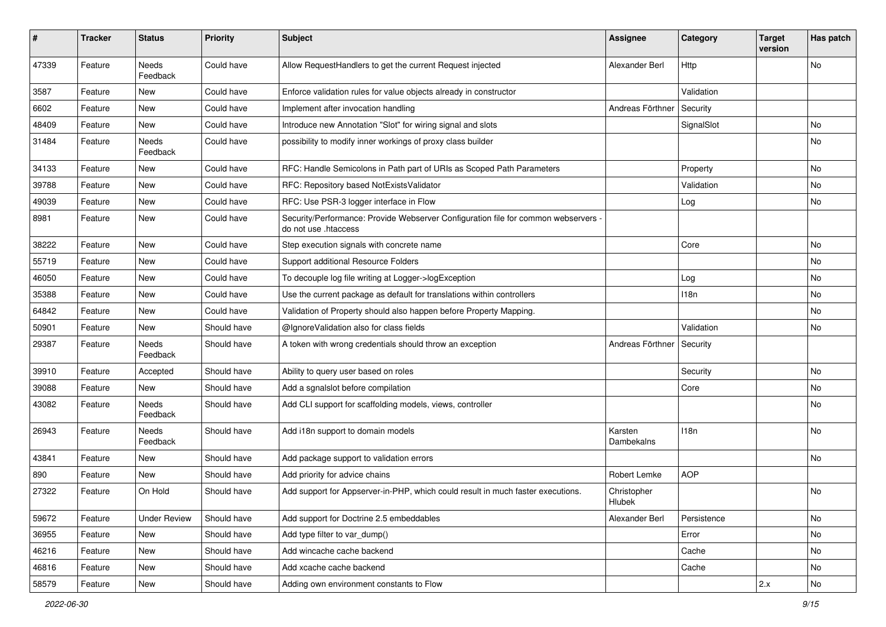| # | Tracker | Status | Priority | Subject | Assignee | Category | Target version | Has patch |
|---|---|---|---|---|---|---|---|---|
| 47339 | Feature | Needs Feedback | Could have | Allow RequestHandlers to get the current Request injected | Alexander Berl | Http | | No |
| 3587 | Feature | New | Could have | Enforce validation rules for value objects already in constructor | | Validation | | |
| 6602 | Feature | New | Could have | Implement after invocation handling | Andreas Förthner | Security | | |
| 48409 | Feature | New | Could have | Introduce new Annotation "Slot" for wiring signal and slots | | SignalSlot | | No |
| 31484 | Feature | Needs Feedback | Could have | possibility to modify inner workings of proxy class builder | | | | No |
| 34133 | Feature | New | Could have | RFC: Handle Semicolons in Path part of URIs as Scoped Path Parameters | | Property | | No |
| 39788 | Feature | New | Could have | RFC: Repository based NotExistsValidator | | Validation | | No |
| 49039 | Feature | New | Could have | RFC: Use PSR-3 logger interface in Flow | | Log | | No |
| 8981 | Feature | New | Could have | Security/Performance: Provide Webserver Configuration file for common webservers - do not use .htaccess | | | | |
| 38222 | Feature | New | Could have | Step execution signals with concrete name | | Core | | No |
| 55719 | Feature | New | Could have | Support additional Resource Folders | | | | No |
| 46050 | Feature | New | Could have | To decouple log file writing at Logger->logException | | Log | | No |
| 35388 | Feature | New | Could have | Use the current package as default for translations within controllers | | I18n | | No |
| 64842 | Feature | New | Could have | Validation of Property should also happen before Property Mapping. | | | | No |
| 50901 | Feature | New | Should have | @IgnoreValidation also for class fields | | Validation | | No |
| 29387 | Feature | Needs Feedback | Should have | A token with wrong credentials should throw an exception | Andreas Förthner | Security | | |
| 39910 | Feature | Accepted | Should have | Ability to query user based on roles | | Security | | No |
| 39088 | Feature | New | Should have | Add a sgnalslot before compilation | | Core | | No |
| 43082 | Feature | Needs Feedback | Should have | Add CLI support for scaffolding models, views, controller | | | | No |
| 26943 | Feature | Needs Feedback | Should have | Add i18n support to domain models | Karsten Dambekalns | I18n | | No |
| 43841 | Feature | New | Should have | Add package support to validation errors | | | | No |
| 890 | Feature | New | Should have | Add priority for advice chains | Robert Lemke | AOP | | |
| 27322 | Feature | On Hold | Should have | Add support for Appserver-in-PHP, which could result in much faster executions. | Christopher Hlubek | | | No |
| 59672 | Feature | Under Review | Should have | Add support for Doctrine 2.5 embeddables | Alexander Berl | Persistence | | No |
| 36955 | Feature | New | Should have | Add type filter to var_dump() | | Error | | No |
| 46216 | Feature | New | Should have | Add wincache cache backend | | Cache | | No |
| 46816 | Feature | New | Should have | Add xcache cache backend | | Cache | | No |
| 58579 | Feature | New | Should have | Adding own environment constants to Flow | | | 2.x | No |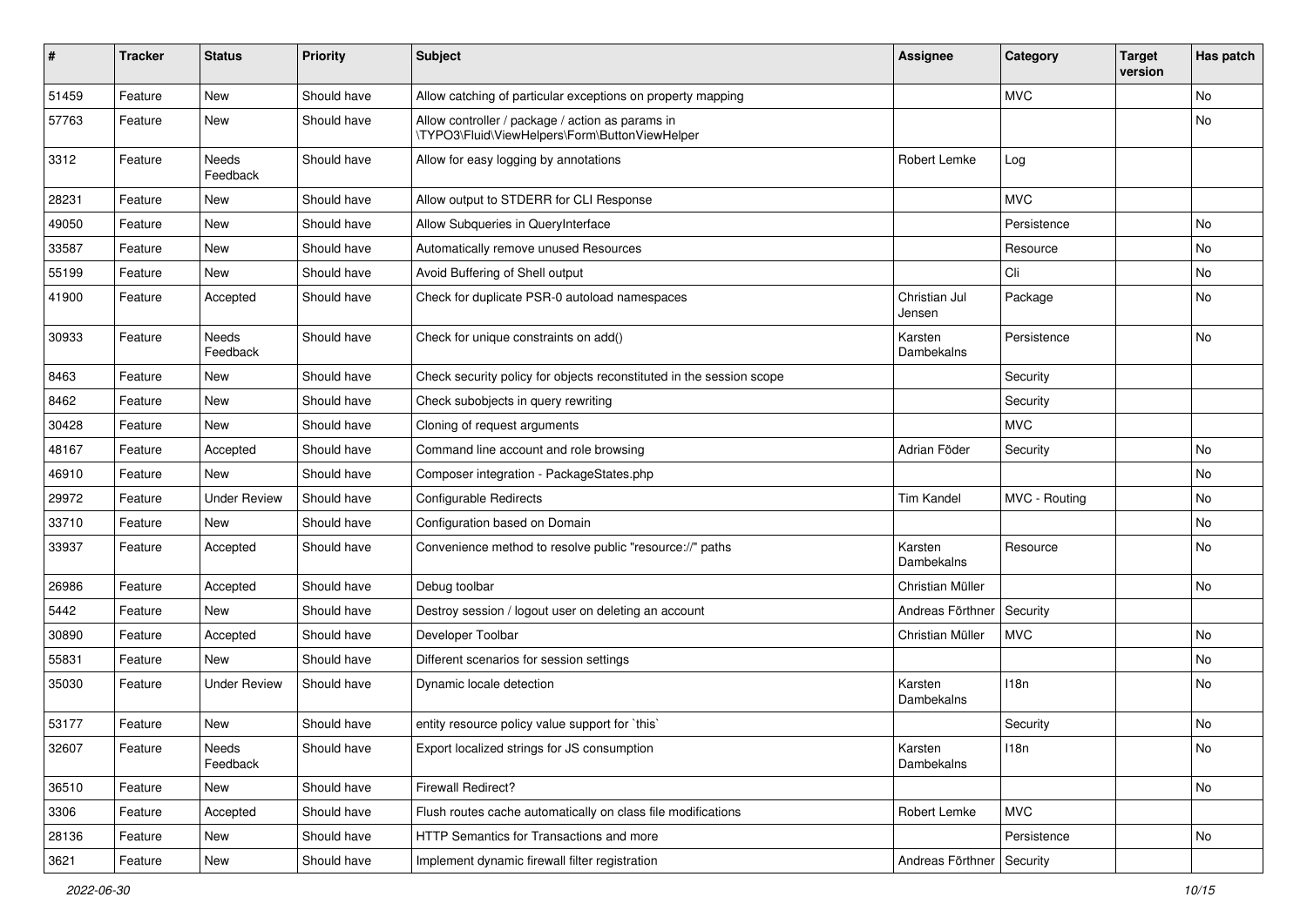| # | Tracker | Status | Priority | Subject | Assignee | Category | Target version | Has patch |
|---|---|---|---|---|---|---|---|---|
| 51459 | Feature | New | Should have | Allow catching of particular exceptions on property mapping | | MVC | | No |
| 57763 | Feature | New | Should have | Allow controller / package / action as params in \TYPO3\Fluid\ViewHelpers\Form\ButtonViewHelper | | | | No |
| 3312 | Feature | Needs Feedback | Should have | Allow for easy logging by annotations | Robert Lemke | Log | | |
| 28231 | Feature | New | Should have | Allow output to STDERR for CLI Response | | MVC | | |
| 49050 | Feature | New | Should have | Allow Subqueries in QueryInterface | | Persistence | | No |
| 33587 | Feature | New | Should have | Automatically remove unused Resources | | Resource | | No |
| 55199 | Feature | New | Should have | Avoid Buffering of Shell output | | Cli | | No |
| 41900 | Feature | Accepted | Should have | Check for duplicate PSR-0 autoload namespaces | Christian Jul Jensen | Package | | No |
| 30933 | Feature | Needs Feedback | Should have | Check for unique constraints on add() | Karsten Dambekalns | Persistence | | No |
| 8463 | Feature | New | Should have | Check security policy for objects reconstituted in the session scope | | Security | | |
| 8462 | Feature | New | Should have | Check subobjects in query rewriting | | Security | | |
| 30428 | Feature | New | Should have | Cloning of request arguments | | MVC | | |
| 48167 | Feature | Accepted | Should have | Command line account and role browsing | Adrian Föder | Security | | No |
| 46910 | Feature | New | Should have | Composer integration - PackageStates.php | | | | No |
| 29972 | Feature | Under Review | Should have | Configurable Redirects | Tim Kandel | MVC - Routing | | No |
| 33710 | Feature | New | Should have | Configuration based on Domain | | | | No |
| 33937 | Feature | Accepted | Should have | Convenience method to resolve public "resource://" paths | Karsten Dambekalns | Resource | | No |
| 26986 | Feature | Accepted | Should have | Debug toolbar | Christian Müller | | | No |
| 5442 | Feature | New | Should have | Destroy session / logout user on deleting an account | Andreas Förthner | Security | | |
| 30890 | Feature | Accepted | Should have | Developer Toolbar | Christian Müller | MVC | | No |
| 55831 | Feature | New | Should have | Different scenarios for session settings | | | | No |
| 35030 | Feature | Under Review | Should have | Dynamic locale detection | Karsten Dambekalns | I18n | | No |
| 53177 | Feature | New | Should have | entity resource policy value support for `this` | | Security | | No |
| 32607 | Feature | Needs Feedback | Should have | Export localized strings for JS consumption | Karsten Dambekalns | I18n | | No |
| 36510 | Feature | New | Should have | Firewall Redirect? | | | | No |
| 3306 | Feature | Accepted | Should have | Flush routes cache automatically on class file modifications | Robert Lemke | MVC | | |
| 28136 | Feature | New | Should have | HTTP Semantics for Transactions and more | | Persistence | | No |
| 3621 | Feature | New | Should have | Implement dynamic firewall filter registration | Andreas Förthner | Security | | |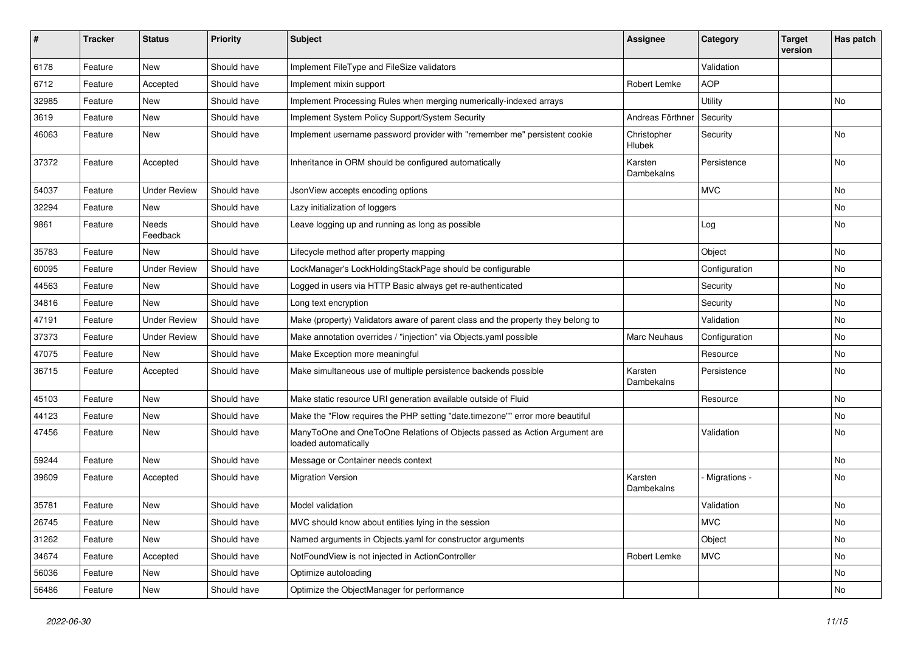| # | Tracker | Status | Priority | Subject | Assignee | Category | Target version | Has patch |
|---|---|---|---|---|---|---|---|---|
| 6178 | Feature | New | Should have | Implement FileType and FileSize validators | | Validation | | |
| 6712 | Feature | Accepted | Should have | Implement mixin support | Robert Lemke | AOP | | |
| 32985 | Feature | New | Should have | Implement Processing Rules when merging numerically-indexed arrays | | Utility | | No |
| 3619 | Feature | New | Should have | Implement System Policy Support/System Security | Andreas Förthner | Security | | |
| 46063 | Feature | New | Should have | Implement username password provider with "remember me" persistent cookie | Christopher Hlubek | Security | | No |
| 37372 | Feature | Accepted | Should have | Inheritance in ORM should be configured automatically | Karsten Dambekalns | Persistence | | No |
| 54037 | Feature | Under Review | Should have | JsonView accepts encoding options | | MVC | | No |
| 32294 | Feature | New | Should have | Lazy initialization of loggers | | | | No |
| 9861 | Feature | Needs Feedback | Should have | Leave logging up and running as long as possible | | Log | | No |
| 35783 | Feature | New | Should have | Lifecycle method after property mapping | | Object | | No |
| 60095 | Feature | Under Review | Should have | LockManager's LockHoldingStackPage should be configurable | | Configuration | | No |
| 44563 | Feature | New | Should have | Logged in users via HTTP Basic always get re-authenticated | | Security | | No |
| 34816 | Feature | New | Should have | Long text encryption | | Security | | No |
| 47191 | Feature | Under Review | Should have | Make (property) Validators aware of parent class and the property they belong to | | Validation | | No |
| 37373 | Feature | Under Review | Should have | Make annotation overrides / "injection" via Objects.yaml possible | Marc Neuhaus | Configuration | | No |
| 47075 | Feature | New | Should have | Make Exception more meaningful | | Resource | | No |
| 36715 | Feature | Accepted | Should have | Make simultaneous use of multiple persistence backends possible | Karsten Dambekalns | Persistence | | No |
| 45103 | Feature | New | Should have | Make static resource URI generation available outside of Fluid | | Resource | | No |
| 44123 | Feature | New | Should have | Make the "Flow requires the PHP setting "date.timezone"" error more beautiful | | | | No |
| 47456 | Feature | New | Should have | ManyToOne and OneToOne Relations of Objects passed as Action Argument are loaded automatically | | Validation | | No |
| 59244 | Feature | New | Should have | Message or Container needs context | | | | No |
| 39609 | Feature | Accepted | Should have | Migration Version | Karsten Dambekalns | - Migrations - | | No |
| 35781 | Feature | New | Should have | Model validation | | Validation | | No |
| 26745 | Feature | New | Should have | MVC should know about entities lying in the session | | MVC | | No |
| 31262 | Feature | New | Should have | Named arguments in Objects.yaml for constructor arguments | | Object | | No |
| 34674 | Feature | Accepted | Should have | NotFoundView is not injected in ActionController | Robert Lemke | MVC | | No |
| 56036 | Feature | New | Should have | Optimize autoloading | | | | No |
| 56486 | Feature | New | Should have | Optimize the ObjectManager for performance | | | | No |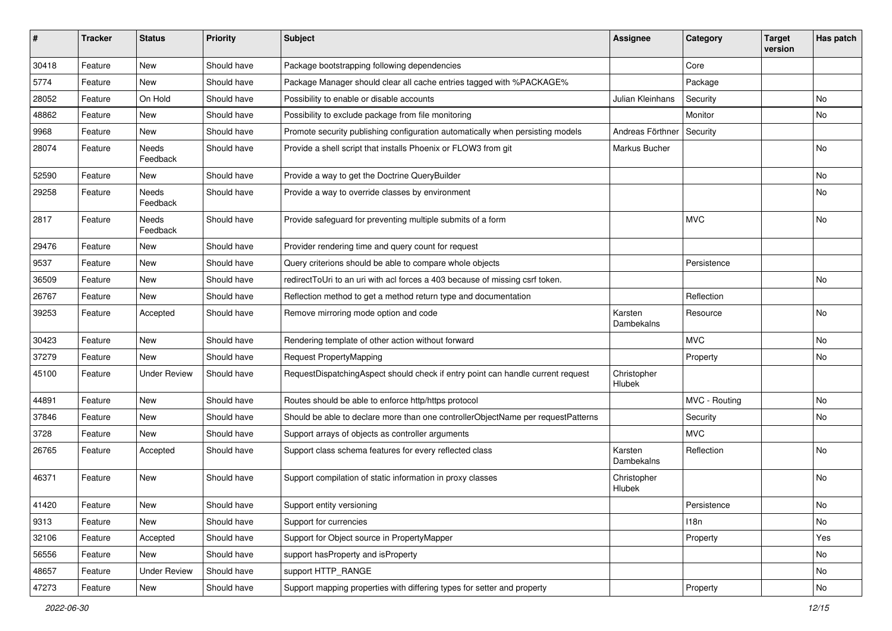| # | Tracker | Status | Priority | Subject | Assignee | Category | Target version | Has patch |
|---|---|---|---|---|---|---|---|---|
| 30418 | Feature | New | Should have | Package bootstrapping following dependencies | | Core | | |
| 5774 | Feature | New | Should have | Package Manager should clear all cache entries tagged with %PACKAGE% | | Package | | |
| 28052 | Feature | On Hold | Should have | Possibility to enable or disable accounts | Julian Kleinhans | Security | | No |
| 48862 | Feature | New | Should have | Possibility to exclude package from file monitoring | | Monitor | | No |
| 9968 | Feature | New | Should have | Promote security publishing configuration automatically when persisting models | Andreas Förthner | Security | | |
| 28074 | Feature | Needs Feedback | Should have | Provide a shell script that installs Phoenix or FLOW3 from git | Markus Bucher | | | No |
| 52590 | Feature | New | Should have | Provide a way to get the Doctrine QueryBuilder | | | | No |
| 29258 | Feature | Needs Feedback | Should have | Provide a way to override classes by environment | | | | No |
| 2817 | Feature | Needs Feedback | Should have | Provide safeguard for preventing multiple submits of a form | | MVC | | No |
| 29476 | Feature | New | Should have | Provider rendering time and query count for request | | | | |
| 9537 | Feature | New | Should have | Query criterions should be able to compare whole objects | | Persistence | | |
| 36509 | Feature | New | Should have | redirectToUri to an uri with acl forces a 403 because of missing csrf token. | | | | No |
| 26767 | Feature | New | Should have | Reflection method to get a method return type and documentation | | Reflection | | |
| 39253 | Feature | Accepted | Should have | Remove mirroring mode option and code | Karsten Dambekalns | Resource | | No |
| 30423 | Feature | New | Should have | Rendering template of other action without forward | | MVC | | No |
| 37279 | Feature | New | Should have | Request PropertyMapping | | Property | | No |
| 45100 | Feature | Under Review | Should have | RequestDispatchingAspect should check if entry point can handle current request | Christopher Hlubek | | | |
| 44891 | Feature | New | Should have | Routes should be able to enforce http/https protocol | | MVC - Routing | | No |
| 37846 | Feature | New | Should have | Should be able to declare more than one controllerObjectName per requestPatterns | | Security | | No |
| 3728 | Feature | New | Should have | Support arrays of objects as controller arguments | | MVC | | |
| 26765 | Feature | Accepted | Should have | Support class schema features for every reflected class | Karsten Dambekalns | Reflection | | No |
| 46371 | Feature | New | Should have | Support compilation of static information in proxy classes | Christopher Hlubek | | | No |
| 41420 | Feature | New | Should have | Support entity versioning | | Persistence | | No |
| 9313 | Feature | New | Should have | Support for currencies | | I18n | | No |
| 32106 | Feature | Accepted | Should have | Support for Object source in PropertyMapper | | Property | | Yes |
| 56556 | Feature | New | Should have | support hasProperty and isProperty | | | | No |
| 48657 | Feature | Under Review | Should have | support HTTP_RANGE | | | | No |
| 47273 | Feature | New | Should have | Support mapping properties with differing types for setter and property | | Property | | No |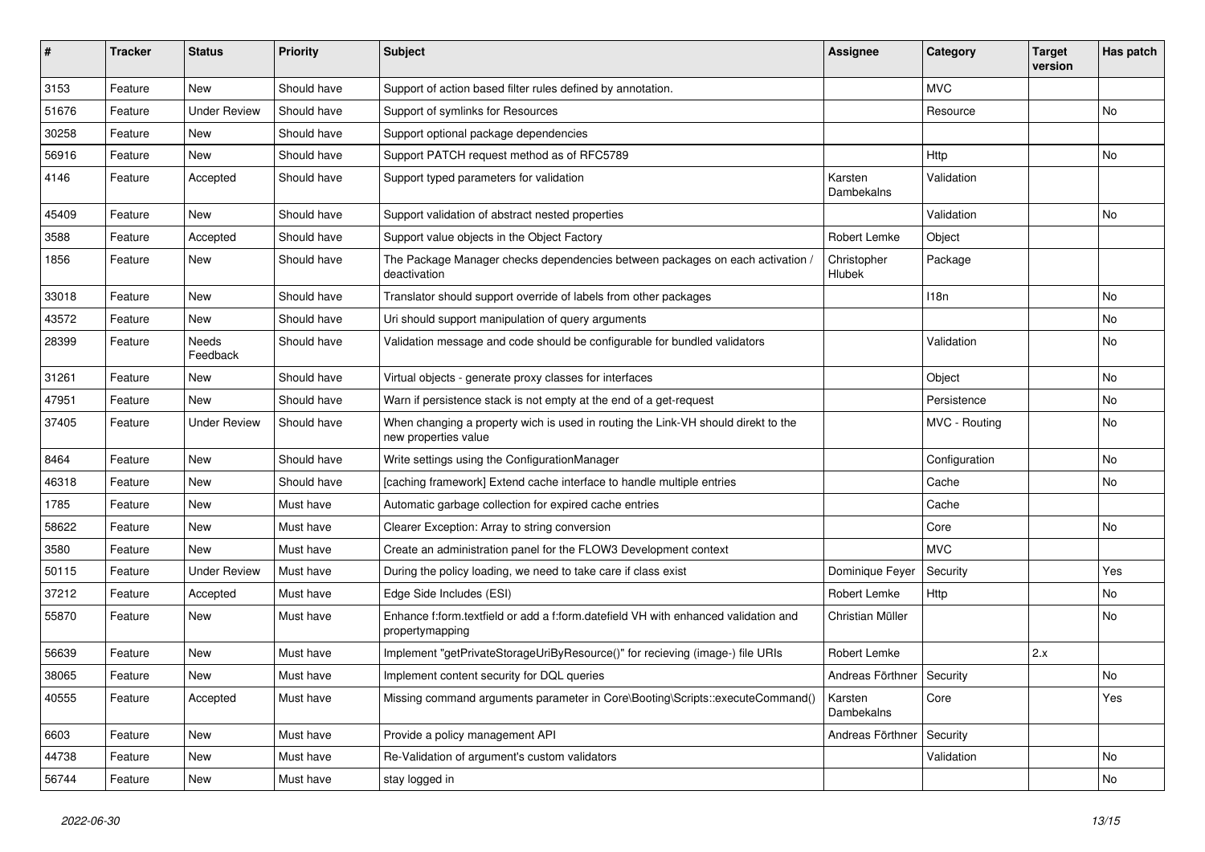| # | Tracker | Status | Priority | Subject | Assignee | Category | Target version | Has patch |
|---|---|---|---|---|---|---|---|---|
| 3153 | Feature | New | Should have | Support of action based filter rules defined by annotation. | | MVC | | |
| 51676 | Feature | Under Review | Should have | Support of symlinks for Resources | | Resource | | No |
| 30258 | Feature | New | Should have | Support optional package dependencies | | | | |
| 56916 | Feature | New | Should have | Support PATCH request method as of RFC5789 | | Http | | No |
| 4146 | Feature | Accepted | Should have | Support typed parameters for validation | Karsten Dambekalns | Validation | | |
| 45409 | Feature | New | Should have | Support validation of abstract nested properties | | Validation | | No |
| 3588 | Feature | Accepted | Should have | Support value objects in the Object Factory | Robert Lemke | Object | | |
| 1856 | Feature | New | Should have | The Package Manager checks dependencies between packages on each activation / deactivation | Christopher Hlubek | Package | | |
| 33018 | Feature | New | Should have | Translator should support override of labels from other packages | | I18n | | No |
| 43572 | Feature | New | Should have | Uri should support manipulation of query arguments | | | | No |
| 28399 | Feature | Needs Feedback | Should have | Validation message and code should be configurable for bundled validators | | Validation | | No |
| 31261 | Feature | New | Should have | Virtual objects - generate proxy classes for interfaces | | Object | | No |
| 47951 | Feature | New | Should have | Warn if persistence stack is not empty at the end of a get-request | | Persistence | | No |
| 37405 | Feature | Under Review | Should have | When changing a property wich is used in routing the Link-VH should direkt to the new properties value | | MVC - Routing | | No |
| 8464 | Feature | New | Should have | Write settings using the ConfigurationManager | | Configuration | | No |
| 46318 | Feature | New | Should have | [caching framework] Extend cache interface to handle multiple entries | | Cache | | No |
| 1785 | Feature | New | Must have | Automatic garbage collection for expired cache entries | | Cache | | |
| 58622 | Feature | New | Must have | Clearer Exception: Array to string conversion | | Core | | No |
| 3580 | Feature | New | Must have | Create an administration panel for the FLOW3 Development context | | MVC | | |
| 50115 | Feature | Under Review | Must have | During the policy loading, we need to take care if class exist | Dominique Feyer | Security | | Yes |
| 37212 | Feature | Accepted | Must have | Edge Side Includes (ESI) | Robert Lemke | Http | | No |
| 55870 | Feature | New | Must have | Enhance f:form.textfield or add a f:form.datefield VH with enhanced validation and propertymapping | Christian Müller | | | No |
| 56639 | Feature | New | Must have | Implement "getPrivateStorageUriByResource()" for recieving (image-) file URIs | Robert Lemke | | 2.x | |
| 38065 | Feature | New | Must have | Implement content security for DQL queries | Andreas Förthner | Security | | No |
| 40555 | Feature | Accepted | Must have | Missing command arguments parameter in Core\Booting\Scripts::executeCommand() | Karsten Dambekalns | Core | | Yes |
| 6603 | Feature | New | Must have | Provide a policy management API | Andreas Förthner | Security | | |
| 44738 | Feature | New | Must have | Re-Validation of argument's custom validators | | Validation | | No |
| 56744 | Feature | New | Must have | stay logged in | | | | No |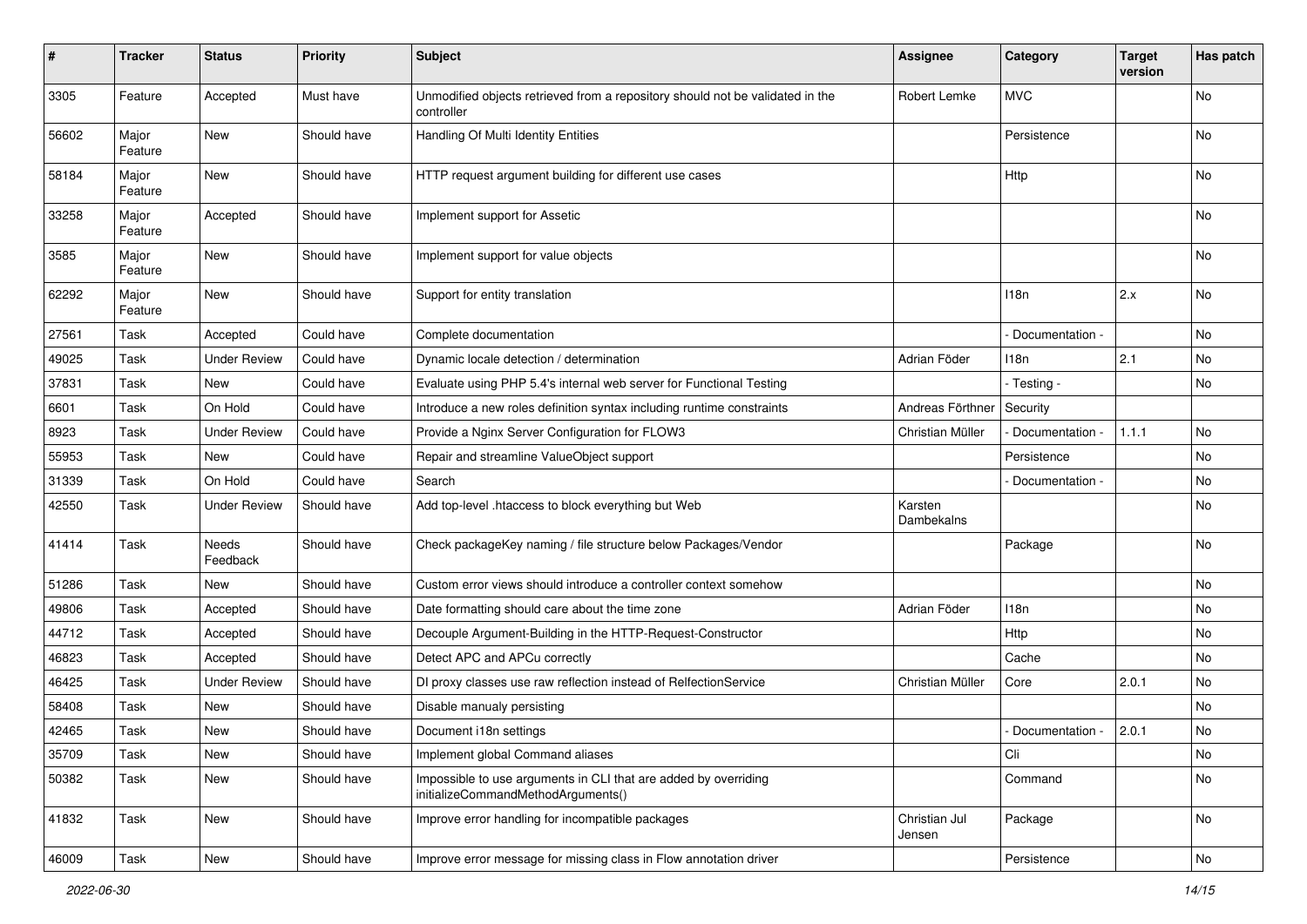| # | Tracker | Status | Priority | Subject | Assignee | Category | Target version | Has patch |
| --- | --- | --- | --- | --- | --- | --- | --- | --- |
| 3305 | Feature | Accepted | Must have | Unmodified objects retrieved from a repository should not be validated in the controller | Robert Lemke | MVC | | No |
| 56602 | Major Feature | New | Should have | Handling Of Multi Identity Entities | | Persistence | | No |
| 58184 | Major Feature | New | Should have | HTTP request argument building for different use cases | | Http | | No |
| 33258 | Major Feature | Accepted | Should have | Implement support for Assetic | | | | No |
| 3585 | Major Feature | New | Should have | Implement support for value objects | | | | No |
| 62292 | Major Feature | New | Should have | Support for entity translation | | I18n | 2.x | No |
| 27561 | Task | Accepted | Could have | Complete documentation | | - Documentation - | | No |
| 49025 | Task | Under Review | Could have | Dynamic locale detection / determination | Adrian Föder | I18n | 2.1 | No |
| 37831 | Task | New | Could have | Evaluate using PHP 5.4's internal web server for Functional Testing | | - Testing - | | No |
| 6601 | Task | On Hold | Could have | Introduce a new roles definition syntax including runtime constraints | Andreas Förthner | Security | | |
| 8923 | Task | Under Review | Could have | Provide a Nginx Server Configuration for FLOW3 | Christian Müller | - Documentation - | 1.1.1 | No |
| 55953 | Task | New | Could have | Repair and streamline ValueObject support | | Persistence | | No |
| 31339 | Task | On Hold | Could have | Search | | - Documentation - | | No |
| 42550 | Task | Under Review | Should have | Add top-level .htaccess to block everything but Web | Karsten Dambekalns | | | No |
| 41414 | Task | Needs Feedback | Should have | Check packageKey naming / file structure below Packages/Vendor | | Package | | No |
| 51286 | Task | New | Should have | Custom error views should introduce a controller context somehow | | | | No |
| 49806 | Task | Accepted | Should have | Date formatting should care about the time zone | Adrian Föder | I18n | | No |
| 44712 | Task | Accepted | Should have | Decouple Argument-Building in the HTTP-Request-Constructor | | Http | | No |
| 46823 | Task | Accepted | Should have | Detect APC and APCu correctly | | Cache | | No |
| 46425 | Task | Under Review | Should have | DI proxy classes use raw reflection instead of RelfectionService | Christian Müller | Core | 2.0.1 | No |
| 58408 | Task | New | Should have | Disable manualy persisting | | | | No |
| 42465 | Task | New | Should have | Document i18n settings | | - Documentation - | 2.0.1 | No |
| 35709 | Task | New | Should have | Implement global Command aliases | | Cli | | No |
| 50382 | Task | New | Should have | Impossible to use arguments in CLI that are added by overriding initializeCommandMethodArguments() | | Command | | No |
| 41832 | Task | New | Should have | Improve error handling for incompatible packages | Christian Jul Jensen | Package | | No |
| 46009 | Task | New | Should have | Improve error message for missing class in Flow annotation driver | | Persistence | | No |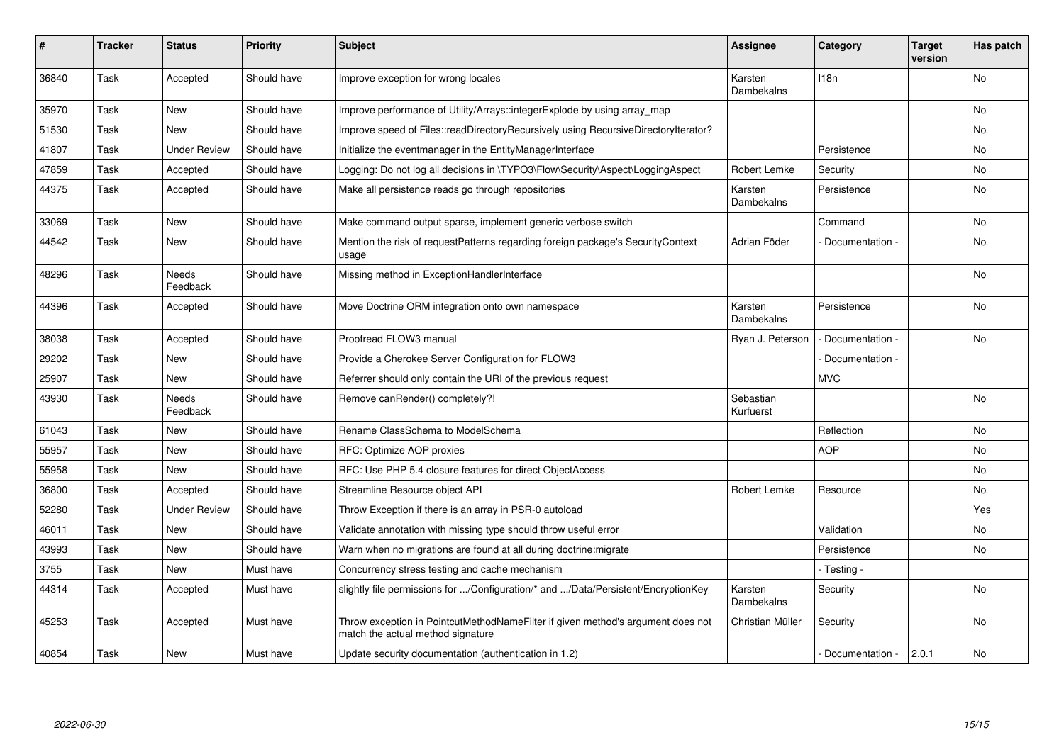| # | Tracker | Status | Priority | Subject | Assignee | Category | Target version | Has patch |
|---|---|---|---|---|---|---|---|---|
| 36840 | Task | Accepted | Should have | Improve exception for wrong locales | Karsten Dambekalns | I18n | | No |
| 35970 | Task | New | Should have | Improve performance of Utility/Arrays::integerExplode by using array_map | | | | No |
| 51530 | Task | New | Should have | Improve speed of Files::readDirectoryRecursively using RecursiveDirectoryIterator? | | | | No |
| 41807 | Task | Under Review | Should have | Initialize the eventmanager in the EntityManagerInterface | | Persistence | | No |
| 47859 | Task | Accepted | Should have | Logging: Do not log all decisions in \TYPO3\Flow\Security\Aspect\LoggingAspect | Robert Lemke | Security | | No |
| 44375 | Task | Accepted | Should have | Make all persistence reads go through repositories | Karsten Dambekalns | Persistence | | No |
| 33069 | Task | New | Should have | Make command output sparse, implement generic verbose switch | | Command | | No |
| 44542 | Task | New | Should have | Mention the risk of requestPatterns regarding foreign package's SecurityContext usage | Adrian Föder | - Documentation - | | No |
| 48296 | Task | Needs Feedback | Should have | Missing method in ExceptionHandlerInterface | | | | No |
| 44396 | Task | Accepted | Should have | Move Doctrine ORM integration onto own namespace | Karsten Dambekalns | Persistence | | No |
| 38038 | Task | Accepted | Should have | Proofread FLOW3 manual | Ryan J. Peterson | - Documentation - | | No |
| 29202 | Task | New | Should have | Provide a Cherokee Server Configuration for FLOW3 | | - Documentation - | | |
| 25907 | Task | New | Should have | Referrer should only contain the URI of the previous request | | MVC | | |
| 43930 | Task | Needs Feedback | Should have | Remove canRender() completely?! | Sebastian Kurfuerst | | | No |
| 61043 | Task | New | Should have | Rename ClassSchema to ModelSchema | | Reflection | | No |
| 55957 | Task | New | Should have | RFC: Optimize AOP proxies | | AOP | | No |
| 55958 | Task | New | Should have | RFC: Use PHP 5.4 closure features for direct ObjectAccess | | | | No |
| 36800 | Task | Accepted | Should have | Streamline Resource object API | Robert Lemke | Resource | | No |
| 52280 | Task | Under Review | Should have | Throw Exception if there is an array in PSR-0 autoload | | | | Yes |
| 46011 | Task | New | Should have | Validate annotation with missing type should throw useful error | | Validation | | No |
| 43993 | Task | New | Should have | Warn when no migrations are found at all during doctrine:migrate | | Persistence | | No |
| 3755 | Task | New | Must have | Concurrency stress testing and cache mechanism | | - Testing - | | |
| 44314 | Task | Accepted | Must have | slightly file permissions for .../Configuration/* and .../Data/Persistent/EncryptionKey | Karsten Dambekalns | Security | | No |
| 45253 | Task | Accepted | Must have | Throw exception in PointcutMethodNameFilter if given method's argument does not match the actual method signature | Christian Müller | Security | | No |
| 40854 | Task | New | Must have | Update security documentation (authentication in 1.2) | | - Documentation - | 2.0.1 | No |